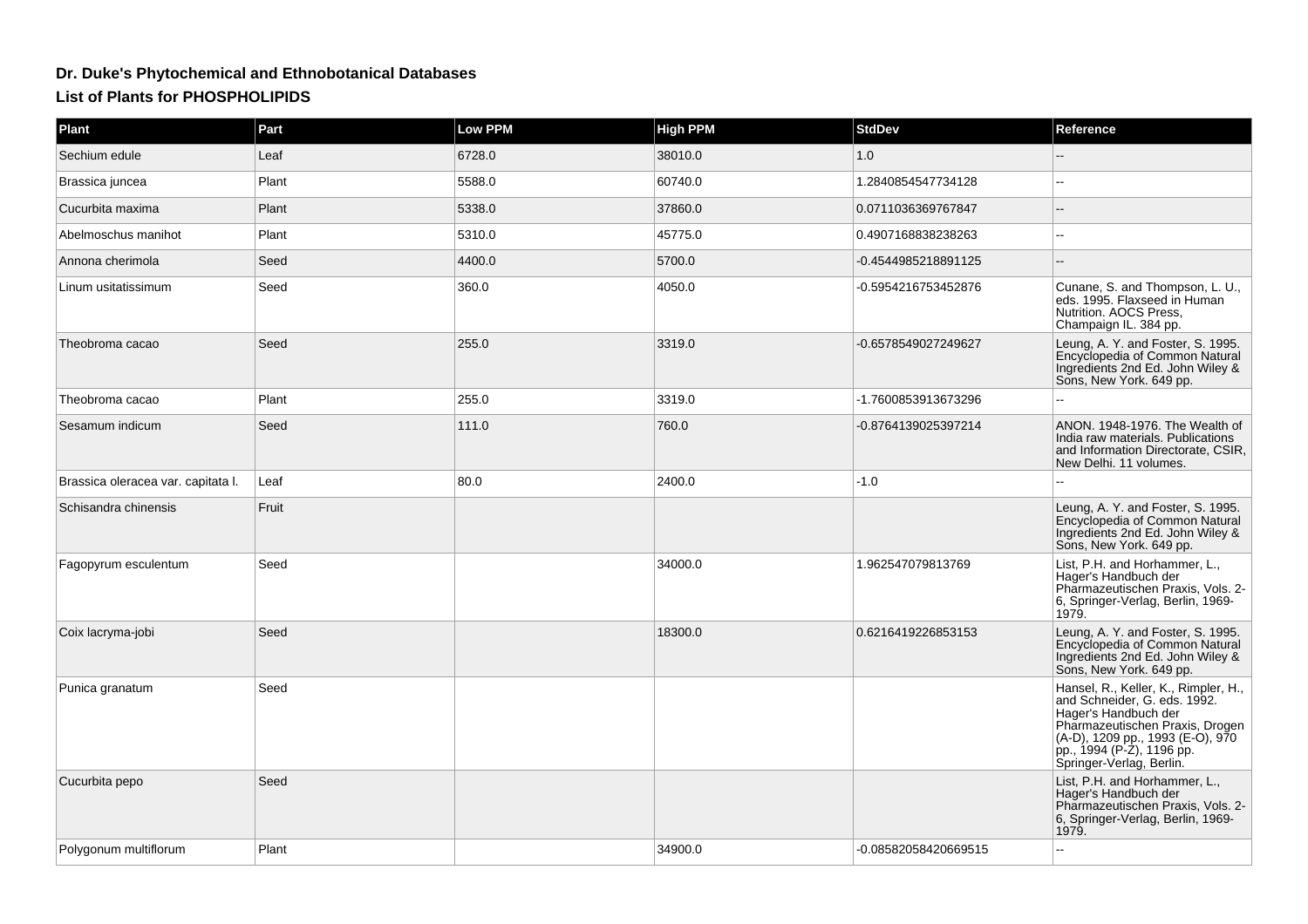## Dr. Duke's Phytochemical and Ethnobotanical Databases

### List of Plants for PHOSPHOLIPIDS

| Plant | Part | Low PPM | High PPM | StdDev | Reference |
|---|---|---|---|---|---|
| Sechium edule | Leaf | 6728.0 | 38010.0 | 1.0 | -- |
| Brassica juncea | Plant | 5588.0 | 60740.0 | 1.2840854547734128 | -- |
| Cucurbita maxima | Plant | 5338.0 | 37860.0 | 0.0711036369767847 | -- |
| Abelmoschus manihot | Plant | 5310.0 | 45775.0 | 0.4907168838238263 | -- |
| Annona cherimola | Seed | 4400.0 | 5700.0 | -0.4544985218891125 | -- |
| Linum usitatissimum | Seed | 360.0 | 4050.0 | -0.5954216753452876 | Cunane, S. and Thompson, L. U., eds. 1995. Flaxseed in Human Nutrition. AOCS Press, Champaign IL. 384 pp. |
| Theobroma cacao | Seed | 255.0 | 3319.0 | -0.6578549027249627 | Leung, A. Y. and Foster, S. 1995. Encyclopedia of Common Natural Ingredients 2nd Ed. John Wiley & Sons, New York. 649 pp. |
| Theobroma cacao | Plant | 255.0 | 3319.0 | -1.7600853913673296 | -- |
| Sesamum indicum | Seed | 111.0 | 760.0 | -0.8764139025397214 | ANON. 1948-1976. The Wealth of India raw materials. Publications and Information Directorate, CSIR, New Delhi. 11 volumes. |
| Brassica oleracea var. capitata l. | Leaf | 80.0 | 2400.0 | -1.0 | -- |
| Schisandra chinensis | Fruit | | | | Leung, A. Y. and Foster, S. 1995. Encyclopedia of Common Natural Ingredients 2nd Ed. John Wiley & Sons, New York. 649 pp. |
| Fagopyrum esculentum | Seed | | 34000.0 | 1.962547079813769 | List, P.H. and Horhammer, L., Hager's Handbuch der Pharmazeutischen Praxis, Vols. 2-6, Springer-Verlag, Berlin, 1969-1979. |
| Coix lacryma-jobi | Seed | | 18300.0 | 0.6216419226853153 | Leung, A. Y. and Foster, S. 1995. Encyclopedia of Common Natural Ingredients 2nd Ed. John Wiley & Sons, New York. 649 pp. |
| Punica granatum | Seed | | | | Hansel, R., Keller, K., Rimpler, H., and Schneider, G. eds. 1992. Hager's Handbuch der Pharmazeutischen Praxis, Drogen (A-D), 1209 pp., 1993 (E-O), 970 pp., 1994 (P-Z), 1196 pp. Springer-Verlag, Berlin. |
| Cucurbita pepo | Seed | | | | List, P.H. and Horhammer, L., Hager's Handbuch der Pharmazeutischen Praxis, Vols. 2-6, Springer-Verlag, Berlin, 1969-1979. |
| Polygonum multiflorum | Plant | | 34900.0 | -0.08582058420669515 | -- |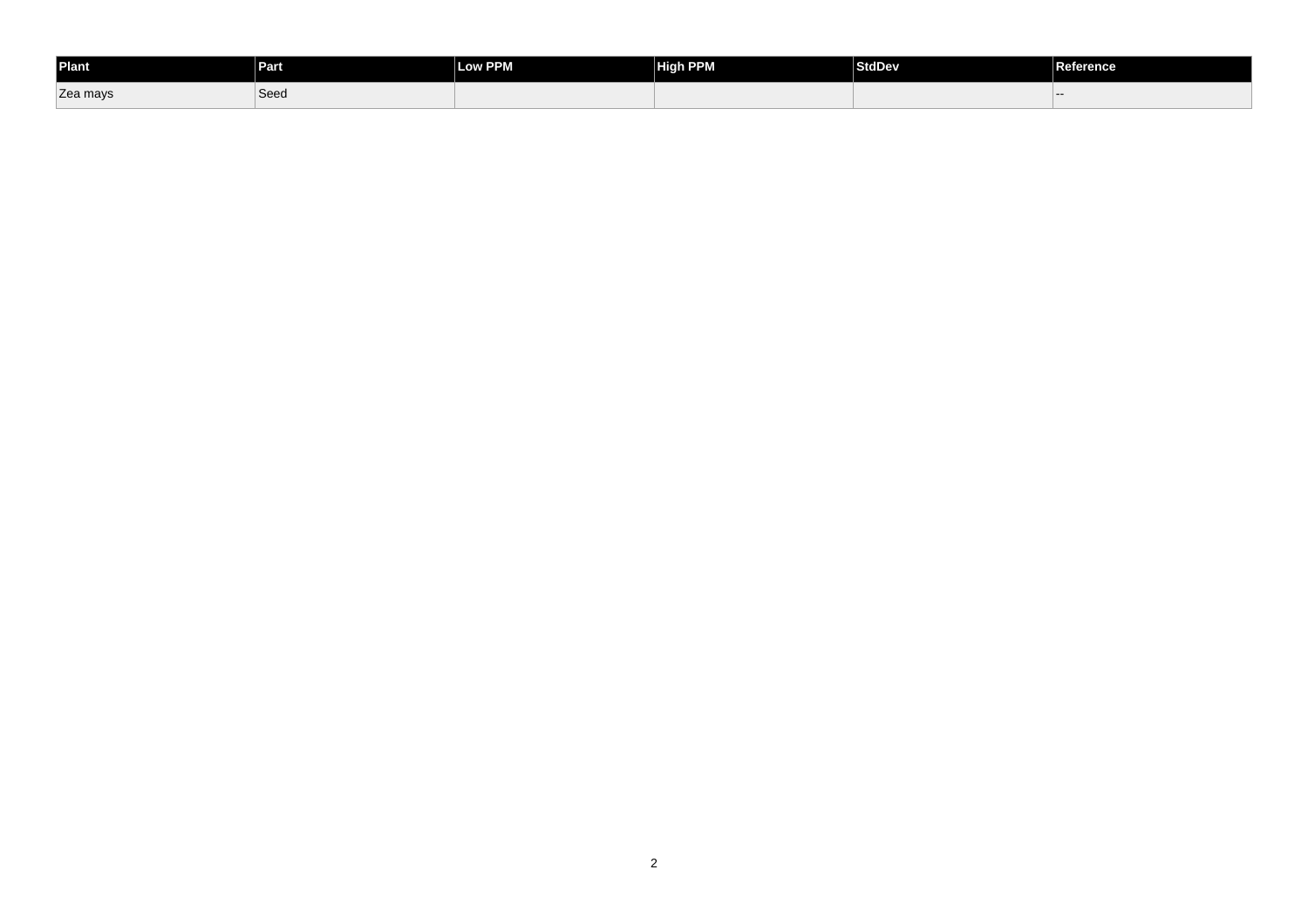| Plant | Part | Low PPM | High PPM | StdDev | Reference |
|---|---|---|---|---|---|
| Zea mays | Seed | | | | -- |